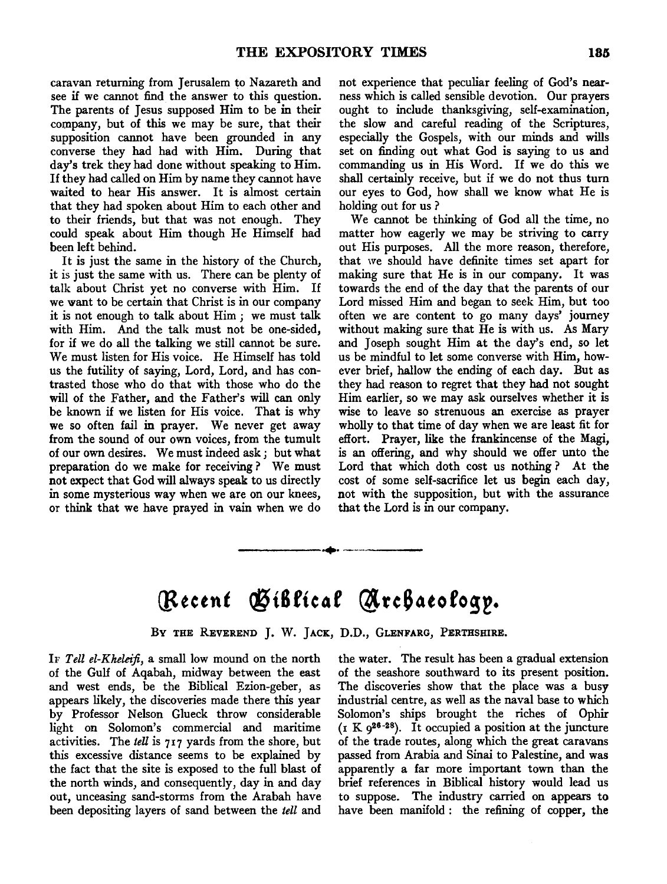caravan returning from Jerusalem to Nazareth and see if we cannot find the answer to this question. The parents of Jesus supposed Him to be in their company, but of this we may be sure, that their supposition cannot have been grounded in any converse they had had with Him. During that day's trek they had done without speaking to Him. If they had called on Him by name they cannot have waited to hear His answer. It is almost certain that they had spoken about Him to each other and to their friends, but that was not enough. They could speak about Him though He Himself had been left behind.

It is just the same in the history of the Church, it is just the same with us. There can be plenty of talk about Christ yet no converse with Him. If we want to be certain that Christ is in our company it is not enough to talk about Him; we must talk with Him. And the talk must not be one-sided, for if we do all the talking we still cannot be sure. We must listen for His voice. He Himself has told us the futility of saying, Lord, Lord, and has contrasted those who do that with those who do the will of the Father, and the Father's will can only be known if we listen for His voice. That is why we so often fail in prayer. We never get away from the sound of our own voices, from the tumult of our own desires. We must indeed ask; but what preparation do we make for receiving? We must not expect that God will always speak to us directly in some mysterious way when we are on our knees, or think that we have prayed in vain when we do not experience that peculiar feeling of God's nearness which is called sensible devotion. Our prayers ought to include thanksgiving, self-examination, the slow and careful reading of the Scriptures, especially the Gospels, with our minds and wills set on finding out what God is saying to us and commanding us in His Word. If we do this we shall certainly receive, but if we do not thus turn our eyes to God, how shall we know what He is holding out for us?

We cannot be thinking of God all the time, no matter how eagerly we may be striving to carry out His purposes. All the more reason, therefore, that we should have definite times set apart for making sure that He is in our company. It was towards the end of the day that the parents of our Lord missed Him and began to seek Him, but too often we are content to go many days' journey without making sure that He is with us. As Mary and Joseph sought Him at the day's end, so let us be mindful to let some converse with Him, however brief, hallow the ending of each day. But as they had reason to regret that they had not sought Him earlier, so we may ask ourselves whether it is wise to leave so strenuous an exercise as prayer wholly to that time of day when we are least fit for effort. Prayer, like the frankincense of the Magi, is an offering, and why should we offer unto the Lord that which doth cost us nothing? At the cost of some self-sacrifice let us begin each day, not with the supposition, but with the assurance that the Lord is in our company.

---

# Recent Biblical Archaeology.

By the Reverend J. W. Jack, D.D., Glenfarg, Perthshire.

If *Tell el-Kheleifi*, a small low mound on the north of the Gulf of Aqabah, midway between the east and west ends, be the Biblical Ezion-geber, as appears likely, the discoveries made there this year by Professor Nelson Glueck throw considerable light on Solomon's commercial and maritime activities. The *tell* is 717 yards from the shore, but this excessive distance seems to be explained by the fact that the site is exposed to the full blast of the north winds, and consequently, day in and day out, unceasing sand-storms from the Arabah have been depositing layers of sand between the *tell* and the water. The result has been a gradual extension of the seashore southward to its present position. The discoveries show that the place was a busy industrial centre, as well as the naval base to which Solomon's ships brought the riches of Ophir (1 K 9[26-28]). It occupied a position at the juncture of the trade routes, along which the great caravans passed from Arabia and Sinai to Palestine, and was apparently a far more important town than the brief references in Biblical history would lead us to suppose. The industry carried on appears to have been manifold: the refining of copper, the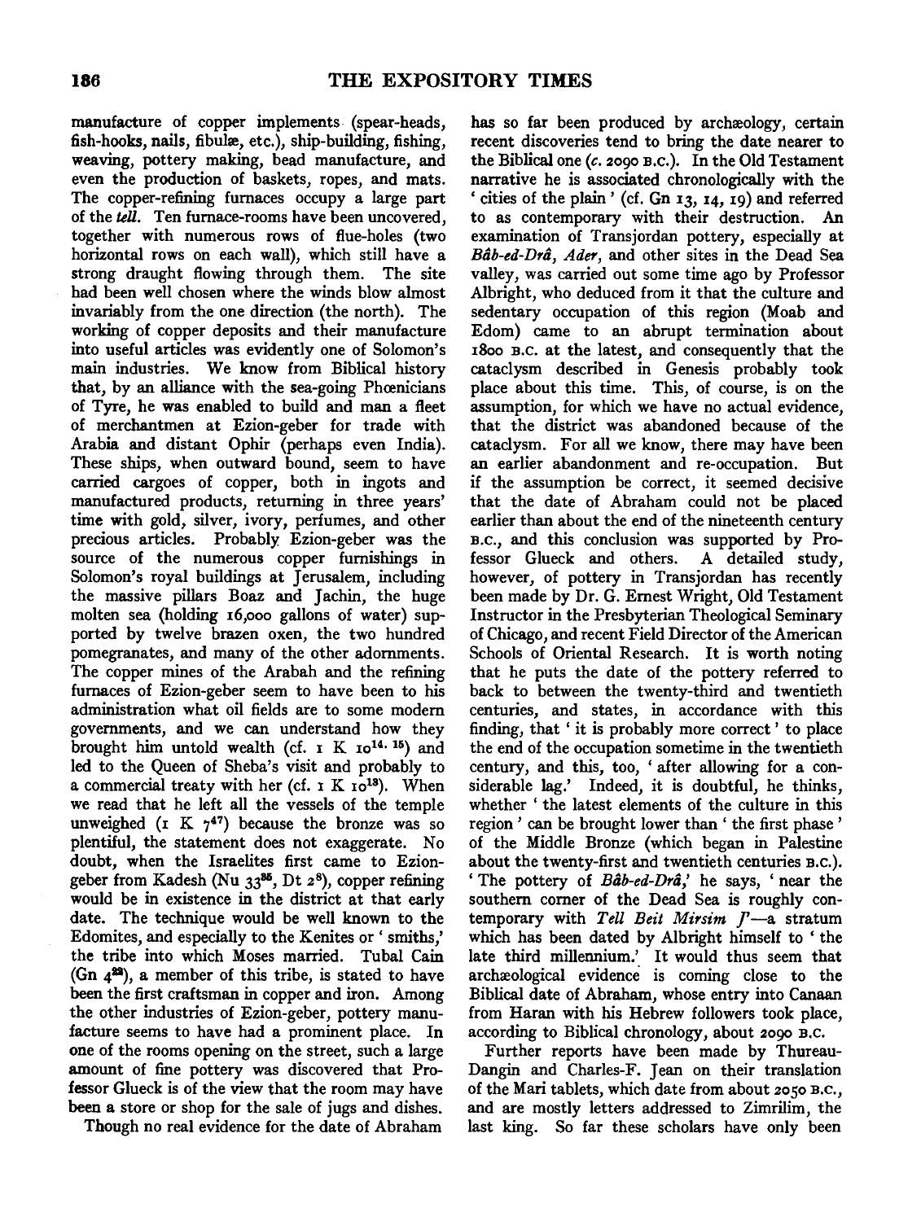manufacture of copper implements (spear-heads, fish-hooks, nails, fibulæ, etc.), ship-building, fishing, weaving, pottery making, bead manufacture, and even the production of baskets, ropes, and mats. The copper-refining furnaces occupy a large part of the *tell*. Ten furnace-rooms have been uncovered, together with numerous rows of flue-holes (two horizontal rows on each wall), which still have a strong draught flowing through them. The site had been well chosen where the winds blow almost invariably from the one direction (the north). The working of copper deposits and their manufacture into useful articles was evidently one of Solomon's main industries. We know from Biblical history that, by an alliance with the sea-going Phœnicians of Tyre, he was enabled to build and man a fleet of merchantmen at Ezion-geber for trade with Arabia and distant Ophir (perhaps even India). These ships, when outward bound, seem to have carried cargoes of copper, both in ingots and manufactured products, returning in three years' time with gold, silver, ivory, perfumes, and other precious articles. Probably Ezion-geber was the source of the numerous copper furnishings in Solomon's royal buildings at Jerusalem, including the massive pillars Boaz and Jachin, the huge molten sea (holding 16,000 gallons of water) supported by twelve brazen oxen, the two hundred pomegranates, and many of the other adornments. The copper mines of the Arabah and the refining furnaces of Ezion-geber seem to have been to his administration what oil fields are to some modern governments, and we can understand how they brought him untold wealth (cf. 1 K 10[14. 15]) and led to the Queen of Sheba's visit and probably to a commercial treaty with her (cf. 1 K 10[13]). When we read that he left all the vessels of the temple unweighed (1 K 7[47]) because the bronze was so plentiful, the statement does not exaggerate. No doubt, when the Israelites first came to Ezion-geber from Kadesh (Nu 33[35], Dt 2[8]), copper refining would be in existence in the district at that early date. The technique would be well known to the Edomites, and especially to the Kenites or 'smiths,' the tribe into which Moses married. Tubal Cain (Gn 4[22]), a member of this tribe, is stated to have been the first craftsman in copper and iron. Among the other industries of Ezion-geber, pottery manufacture seems to have had a prominent place. In one of the rooms opening on the street, such a large amount of fine pottery was discovered that Professor Glueck is of the view that the room may have been a store or shop for the sale of jugs and dishes.

Though no real evidence for the date of Abraham has so far been produced by archæology, certain recent discoveries tend to bring the date nearer to the Biblical one (*c.* 2090 B.C.). In the Old Testament narrative he is associated chronologically with the 'cities of the plain' (cf. Gn 13, 14, 19) and referred to as contemporary with their destruction. An examination of Transjordan pottery, especially at *Bâb-ed-Drâ*, *Ader*, and other sites in the Dead Sea valley, was carried out some time ago by Professor Albright, who deduced from it that the culture and sedentary occupation of this region (Moab and Edom) came to an abrupt termination about 1800 B.C. at the latest, and consequently that the cataclysm described in Genesis probably took place about this time. This, of course, is on the assumption, for which we have no actual evidence, that the district was abandoned because of the cataclysm. For all we know, there may have been an earlier abandonment and re-occupation. But if the assumption be correct, it seemed decisive that the date of Abraham could not be placed earlier than about the end of the nineteenth century B.C., and this conclusion was supported by Professor Glueck and others. A detailed study, however, of pottery in Transjordan has recently been made by Dr. G. Ernest Wright, Old Testament Instructor in the Presbyterian Theological Seminary of Chicago, and recent Field Director of the American Schools of Oriental Research. It is worth noting that he puts the date of the pottery referred to back to between the twenty-third and twentieth centuries, and states, in accordance with this finding, that 'it is probably more correct' to place the end of the occupation sometime in the twentieth century, and this, too, 'after allowing for a considerable lag.' Indeed, it is doubtful, he thinks, whether 'the latest elements of the culture in this region' can be brought lower than 'the first phase' of the Middle Bronze (which began in Palestine about the twenty-first and twentieth centuries B.C.). 'The pottery of *Bâb-ed-Drâ*,' he says, 'near the southern corner of the Dead Sea is roughly contemporary with *Tell Beit Mirsim J*'—a stratum which has been dated by Albright himself to 'the late third millennium.' It would thus seem that archæological evidence is coming close to the Biblical date of Abraham, whose entry into Canaan from Haran with his Hebrew followers took place, according to Biblical chronology, about 2090 B.C.

Further reports have been made by Thureau-Dangin and Charles-F. Jean on their translation of the Mari tablets, which date from about 2050 B.C., and are mostly letters addressed to Zimrilim, the last king. So far these scholars have only been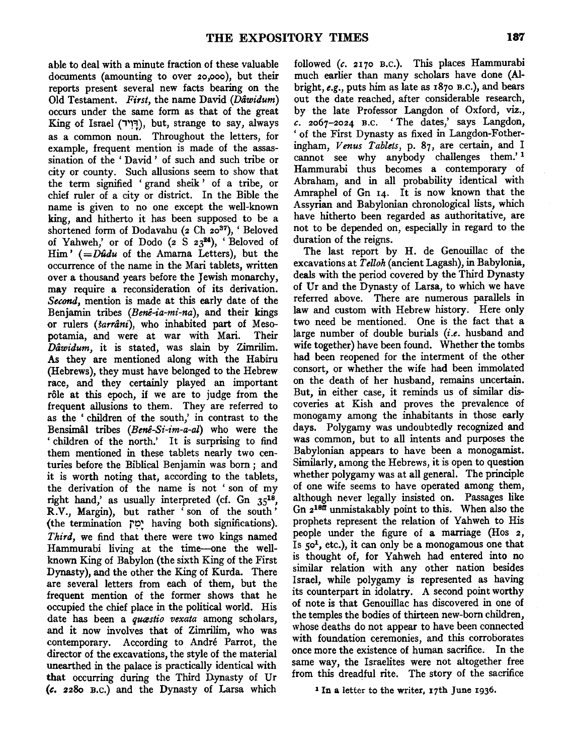able to deal with a minute fraction of these valuable documents (amounting to over 20,000), but their reports present several new facts bearing on the Old Testament. *First*, the name David (*Dâwidum*) occurs under the same form as that of the great King of Israel (דָּוִד), but, strange to say, always as a common noun. Throughout the letters, for example, frequent mention is made of the assassination of the 'David' of such and such tribe or city or county. Such allusions seem to show that the term signified 'grand sheik' of a tribe, or chief ruler of a city or district. In the Bible the name is given to no one except the well-known king, and hitherto it has been supposed to be a shortened form of Dodavahu (2 Ch 20[37]), 'Beloved of Yahweh,' or of Dodo (2 S 23[24]), 'Beloved of Him' (=*Dûdu* of the Amarna Letters), but the occurrence of the name in the Mari tablets, written over a thousand years before the Jewish monarchy, may require a reconsideration of its derivation. *Second*, mention is made at this early date of the Benjamin tribes (*Benê-ia-mi-na*), and their kings or rulers (*šarrâni*), who inhabited part of Mesopotamia, and were at war with Mari. Their *Dâwidum*, it is stated, was slain by Zimrilim. As they are mentioned along with the Habiru (Hebrews), they must have belonged to the Hebrew race, and they certainly played an important rôle at this epoch, if we are to judge from the frequent allusions to them. They are referred to as the 'children of the south,' in contrast to the Bensimâl tribes (*Benê-Si-im-a-al*) who were the 'children of the north.' It is surprising to find them mentioned in these tablets nearly two centuries before the Biblical Benjamin was born; and it is worth noting that, according to the tablets, the derivation of the name is not 'son of my right hand,' as usually interpreted (cf. Gn 35[18], R.V., Margin), but rather 'son of the south' (the termination יָמִן having both significations). *Third*, we find that there were two kings named Hammurabi living at the time—one the well-known King of Babylon (the sixth King of the First Dynasty), and the other the King of Kurda. There are several letters from each of them, but the frequent mention of the former shows that he occupied the chief place in the political world. His date has been a *quæstio vexata* among scholars, and it now involves that of Zimrilim, who was contemporary. According to André Parrot, the director of the excavations, the style of the material unearthed in the palace is practically identical with that occurring during the Third Dynasty of Ur (*c.* 2280 B.C.) and the Dynasty of Larsa which followed (*c.* 2170 B.C.). This places Hammurabi much earlier than many scholars have done (Albright, *e.g.*, puts him as late as 1870 B.C.), and bears out the date reached, after considerable research, by the late Professor Langdon of Oxford, viz., *c.* 2067–2024 B.C. 'The dates,' says Langdon, 'of the First Dynasty as fixed in Langdon-Fotheringham, *Venus Tablets*, p. 87, are certain, and I cannot see why anybody challenges them.'[1] Hammurabi thus becomes a contemporary of Abraham, and in all probability identical with Amraphel of Gn 14. It is now known that the Assyrian and Babylonian chronological lists, which have hitherto been regarded as authoritative, are not to be depended on, especially in regard to the duration of the reigns.

The last report by H. de Genouillac of the excavations at *Telloh* (ancient Lagash), in Babylonia, deals with the period covered by the Third Dynasty of Ur and the Dynasty of Larsa, to which we have referred above. There are numerous parallels in law and custom with Hebrew history. Here only two need be mentioned. One is the fact that a large number of double burials (*i.e.* husband and wife together) have been found. Whether the tombs had been reopened for the interment of the other consort, or whether the wife had been immolated on the death of her husband, remains uncertain. But, in either case, it reminds us of similar discoveries at Kish and proves the prevalence of monogamy among the inhabitants in those early days. Polygamy was undoubtedly recognized and was common, but to all intents and purposes the Babylonian appears to have been a monogamist. Similarly, among the Hebrews, it is open to question whether polygamy was at all general. The principle of one wife seems to have operated among them, although never legally insisted on. Passages like Gn 2[18ff] unmistakably point to this. When also the prophets represent the relation of Yahweh to His people under the figure of a marriage (Hos 2, Is 50[1], etc.), it can only be a monogamous one that is thought of, for Yahweh had entered into no similar relation with any other nation besides Israel, while polygamy is represented as having its counterpart in idolatry. A second point worthy of note is that Genouillac has discovered in one of the temples the bodies of thirteen new-born children, whose deaths do not appear to have been connected with foundation ceremonies, and this corroborates once more the existence of human sacrifice. In the same way, the Israelites were not altogether free from this dreadful rite. The story of the sacrifice

[1] In a letter to the writer, 17th June 1936.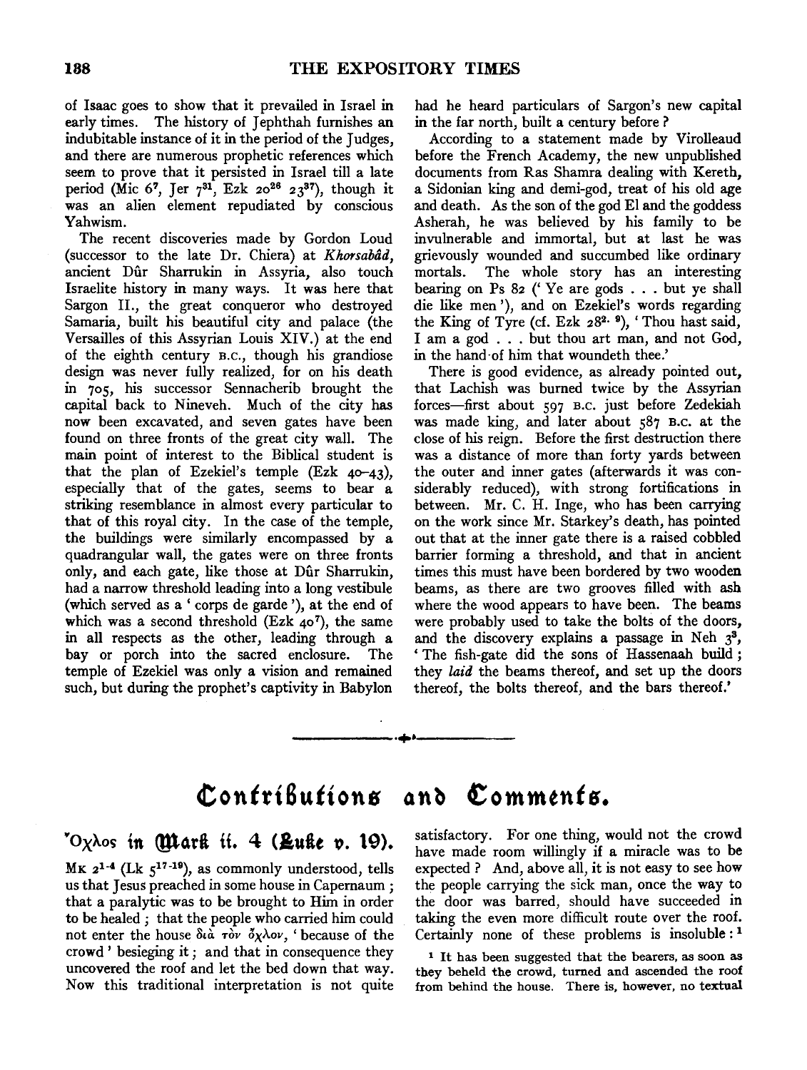of Isaac goes to show that it prevailed in Israel in early times. The history of Jephthah furnishes an indubitable instance of it in the period of the Judges, and there are numerous prophetic references which seem to prove that it persisted in Israel till a late period (Mic 6[7], Jer 7[31], Ezk 20[26] 23[37]), though it was an alien element repudiated by conscious Yahwism.

The recent discoveries made by Gordon Loud (successor to the late Dr. Chiera) at *Khorsabâd*, ancient Dûr Sharrukin in Assyria, also touch Israelite history in many ways. It was here that Sargon II., the great conqueror who destroyed Samaria, built his beautiful city and palace (the Versailles of this Assyrian Louis XIV.) at the end of the eighth century B.C., though his grandiose design was never fully realized, for on his death in 705, his successor Sennacherib brought the capital back to Nineveh. Much of the city has now been excavated, and seven gates have been found on three fronts of the great city wall. The main point of interest to the Biblical student is that the plan of Ezekiel's temple (Ezk 40–43), especially that of the gates, seems to bear a striking resemblance in almost every particular to that of this royal city. In the case of the temple, the buildings were similarly encompassed by a quadrangular wall, the gates were on three fronts only, and each gate, like those at Dûr Sharrukin, had a narrow threshold leading into a long vestibule (which served as a 'corps de garde'), at the end of which was a second threshold (Ezk 40[7]), the same in all respects as the other, leading through a bay or porch into the sacred enclosure. The temple of Ezekiel was only a vision and remained such, but during the prophet's captivity in Babylon had he heard particulars of Sargon's new capital in the far north, built a century before?

According to a statement made by Virolleaud before the French Academy, the new unpublished documents from Ras Shamra dealing with Kereth, a Sidonian king and demi-god, treat of his old age and death. As the son of the god El and the goddess Asherah, he was believed by his family to be invulnerable and immortal, but at last he was grievously wounded and succumbed like ordinary mortals. The whole story has an interesting bearing on Ps 82 ('Ye are gods . . . but ye shall die like men'), and on Ezekiel's words regarding the King of Tyre (cf. Ezk 28[2, 9]), 'Thou hast said, I am a god . . . but thou art man, and not God, in the hand of him that woundeth thee.'

There is good evidence, as already pointed out, that Lachish was burned twice by the Assyrian forces—first about 597 B.C. just before Zedekiah was made king, and later about 587 B.C. at the close of his reign. Before the first destruction there was a distance of more than forty yards between the outer and inner gates (afterwards it was considerably reduced), with strong fortifications in between. Mr. C. H. Inge, who has been carrying on the work since Mr. Starkey's death, has pointed out that at the inner gate there is a raised cobbled barrier forming a threshold, and that in ancient times this must have been bordered by two wooden beams, as there are two grooves filled with ash where the wood appears to have been. The beams were probably used to take the bolts of the doors, and the discovery explains a passage in Neh 3[3], 'The fish-gate did the sons of Hassenaah build; they *laid* the beams thereof, and set up the doors thereof, the bolts thereof, and the bars thereof.'

---

# Contributions and Comments.

## Ὄχλος in Mark ii. 4 (Luke v. 19).

Mk 2[1-4] (Lk 5[17-19]), as commonly understood, tells us that Jesus preached in some house in Capernaum; that a paralytic was to be brought to Him in order to be healed; that the people who carried him could not enter the house διὰ τὸν ὄχλον, 'because of the crowd' besieging it; and that in consequence they uncovered the roof and let the bed down that way. Now this traditional interpretation is not quite satisfactory. For one thing, would not the crowd have made room willingly if a miracle was to be expected? And, above all, it is not easy to see how the people carrying the sick man, once the way to the door was barred, should have succeeded in taking the even more difficult route over the roof. Certainly none of these problems is insoluble:[1]

[1] It has been suggested that the bearers, as soon as they beheld the crowd, turned and ascended the roof from behind the house. There is, however, no textual